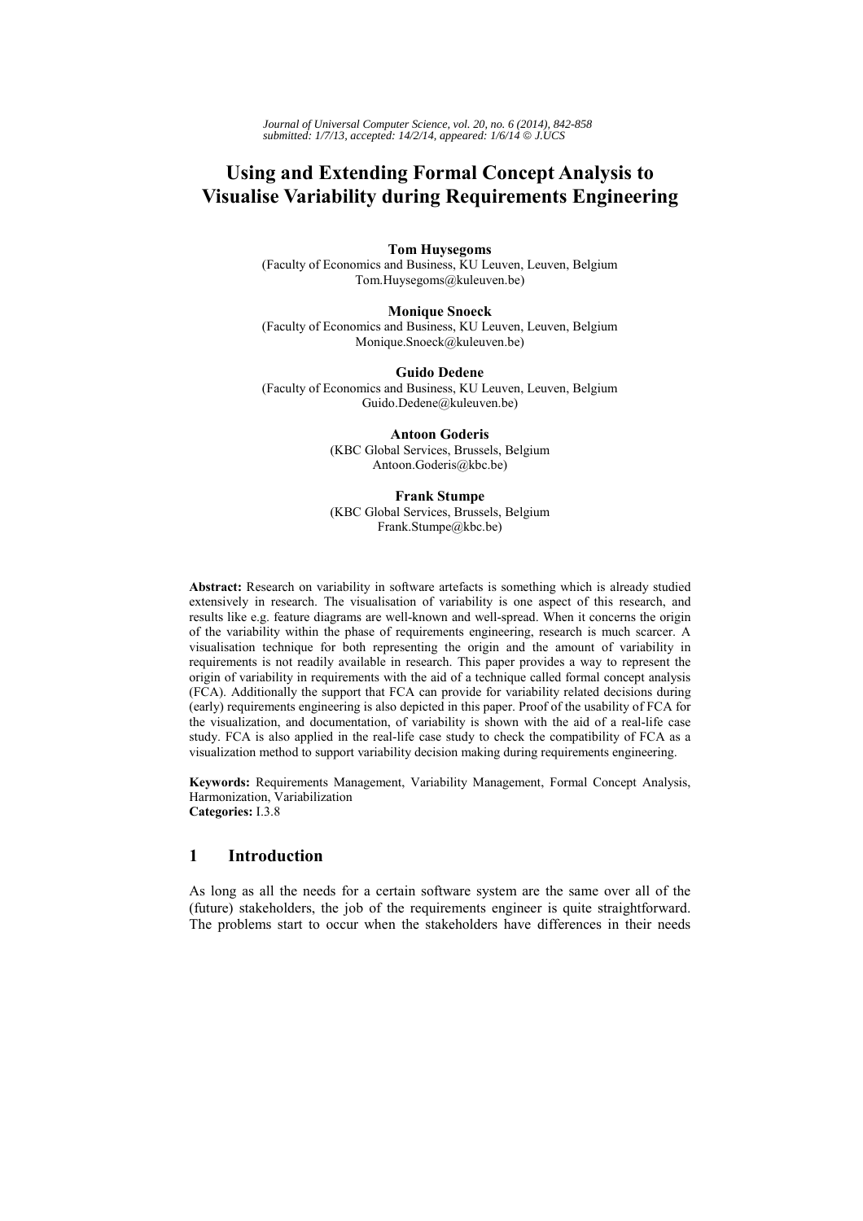# Using and Extending Formal Concept Analysis to Visualise Variability during Requirements Engineering

**Tom Huysegoms**
(Faculty of Economics and Business, KU Leuven, Leuven, Belgium
Tom.Huysegoms@kuleuven.be)

**Monique Snoeck**
(Faculty of Economics and Business, KU Leuven, Leuven, Belgium
Monique.Snoeck@kuleuven.be)

**Guido Dedene**
(Faculty of Economics and Business, KU Leuven, Leuven, Belgium
Guido.Dedene@kuleuven.be)

**Antoon Goderis**
(KBC Global Services, Brussels, Belgium
Antoon.Goderis@kbc.be)

**Frank Stumpe**
(KBC Global Services, Brussels, Belgium
Frank.Stumpe@kbc.be)

**Abstract:** Research on variability in software artefacts is something which is already studied extensively in research. The visualisation of variability is one aspect of this research, and results like e.g. feature diagrams are well-known and well-spread. When it concerns the origin of the variability within the phase of requirements engineering, research is much scarcer. A visualisation technique for both representing the origin and the amount of variability in requirements is not readily available in research. This paper provides a way to represent the origin of variability in requirements with the aid of a technique called formal concept analysis (FCA). Additionally the support that FCA can provide for variability related decisions during (early) requirements engineering is also depicted in this paper. Proof of the usability of FCA for the visualization, and documentation, of variability is shown with the aid of a real-life case study. FCA is also applied in the real-life case study to check the compatibility of FCA as a visualization method to support variability decision making during requirements engineering.

**Keywords:** Requirements Management, Variability Management, Formal Concept Analysis, Harmonization, Variabilization
**Categories:** I.3.8

## 1 Introduction

As long as all the needs for a certain software system are the same over all of the (future) stakeholders, the job of the requirements engineer is quite straightforward. The problems start to occur when the stakeholders have differences in their needs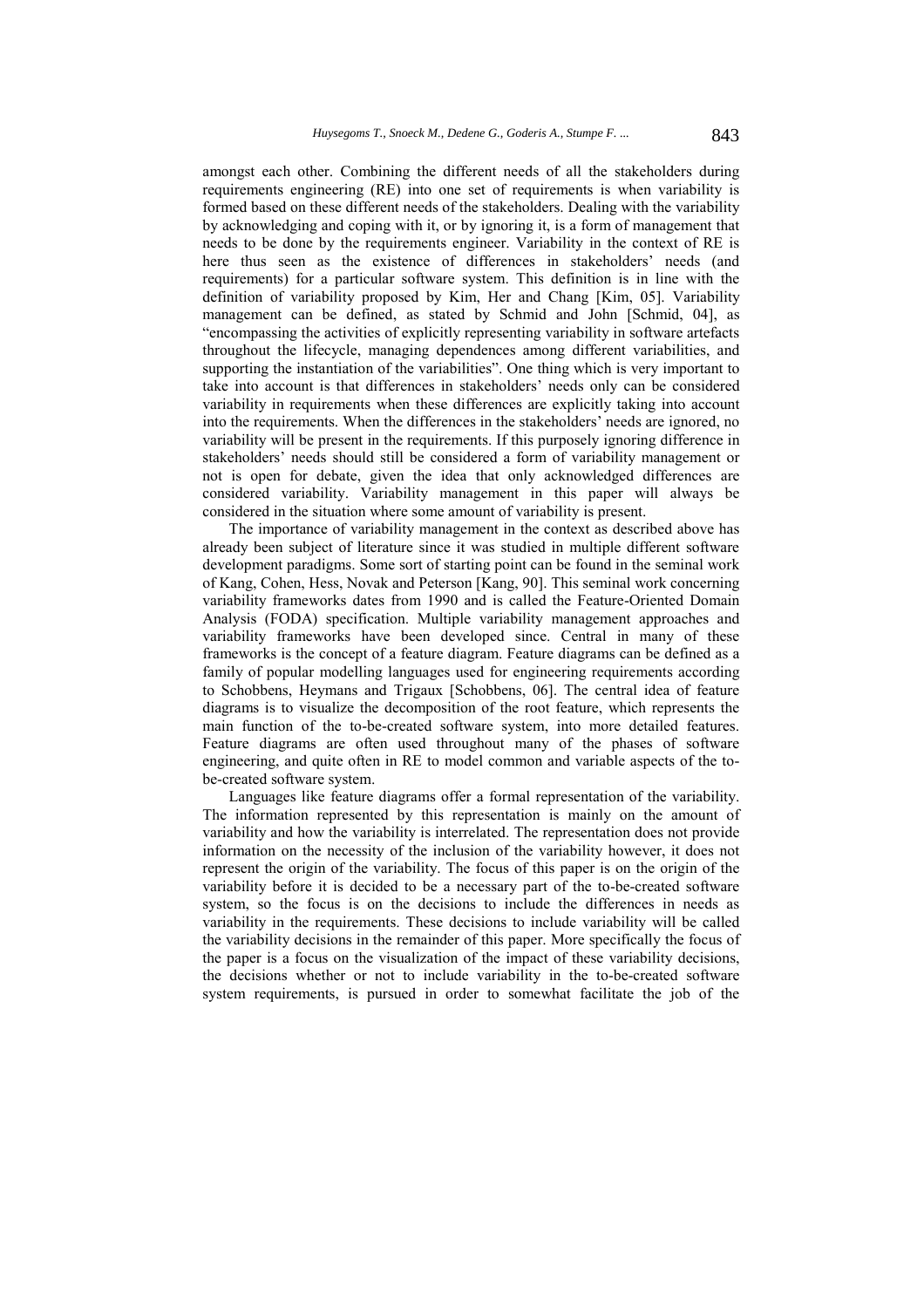amongst each other. Combining the different needs of all the stakeholders during requirements engineering (RE) into one set of requirements is when variability is formed based on these different needs of the stakeholders. Dealing with the variability by acknowledging and coping with it, or by ignoring it, is a form of management that needs to be done by the requirements engineer. Variability in the context of RE is here thus seen as the existence of differences in stakeholders' needs (and requirements) for a particular software system. This definition is in line with the definition of variability proposed by Kim, Her and Chang [Kim, 05]. Variability management can be defined, as stated by Schmid and John [Schmid, 04], as "encompassing the activities of explicitly representing variability in software artefacts throughout the lifecycle, managing dependences among different variabilities, and supporting the instantiation of the variabilities". One thing which is very important to take into account is that differences in stakeholders' needs only can be considered variability in requirements when these differences are explicitly taking into account into the requirements. When the differences in the stakeholders' needs are ignored, no variability will be present in the requirements. If this purposely ignoring difference in stakeholders' needs should still be considered a form of variability management or not is open for debate, given the idea that only acknowledged differences are considered variability. Variability management in this paper will always be considered in the situation where some amount of variability is present.

The importance of variability management in the context as described above has already been subject of literature since it was studied in multiple different software development paradigms. Some sort of starting point can be found in the seminal work of Kang, Cohen, Hess, Novak and Peterson [Kang, 90]. This seminal work concerning variability frameworks dates from 1990 and is called the Feature-Oriented Domain Analysis (FODA) specification. Multiple variability management approaches and variability frameworks have been developed since. Central in many of these frameworks is the concept of a feature diagram. Feature diagrams can be defined as a family of popular modelling languages used for engineering requirements according to Schobbens, Heymans and Trigaux [Schobbens, 06]. The central idea of feature diagrams is to visualize the decomposition of the root feature, which represents the main function of the to-be-created software system, into more detailed features. Feature diagrams are often used throughout many of the phases of software engineering, and quite often in RE to model common and variable aspects of the to-be-created software system.

Languages like feature diagrams offer a formal representation of the variability. The information represented by this representation is mainly on the amount of variability and how the variability is interrelated. The representation does not provide information on the necessity of the inclusion of the variability however, it does not represent the origin of the variability. The focus of this paper is on the origin of the variability before it is decided to be a necessary part of the to-be-created software system, so the focus is on the decisions to include the differences in needs as variability in the requirements. These decisions to include variability will be called the variability decisions in the remainder of this paper. More specifically the focus of the paper is a focus on the visualization of the impact of these variability decisions, the decisions whether or not to include variability in the to-be-created software system requirements, is pursued in order to somewhat facilitate the job of the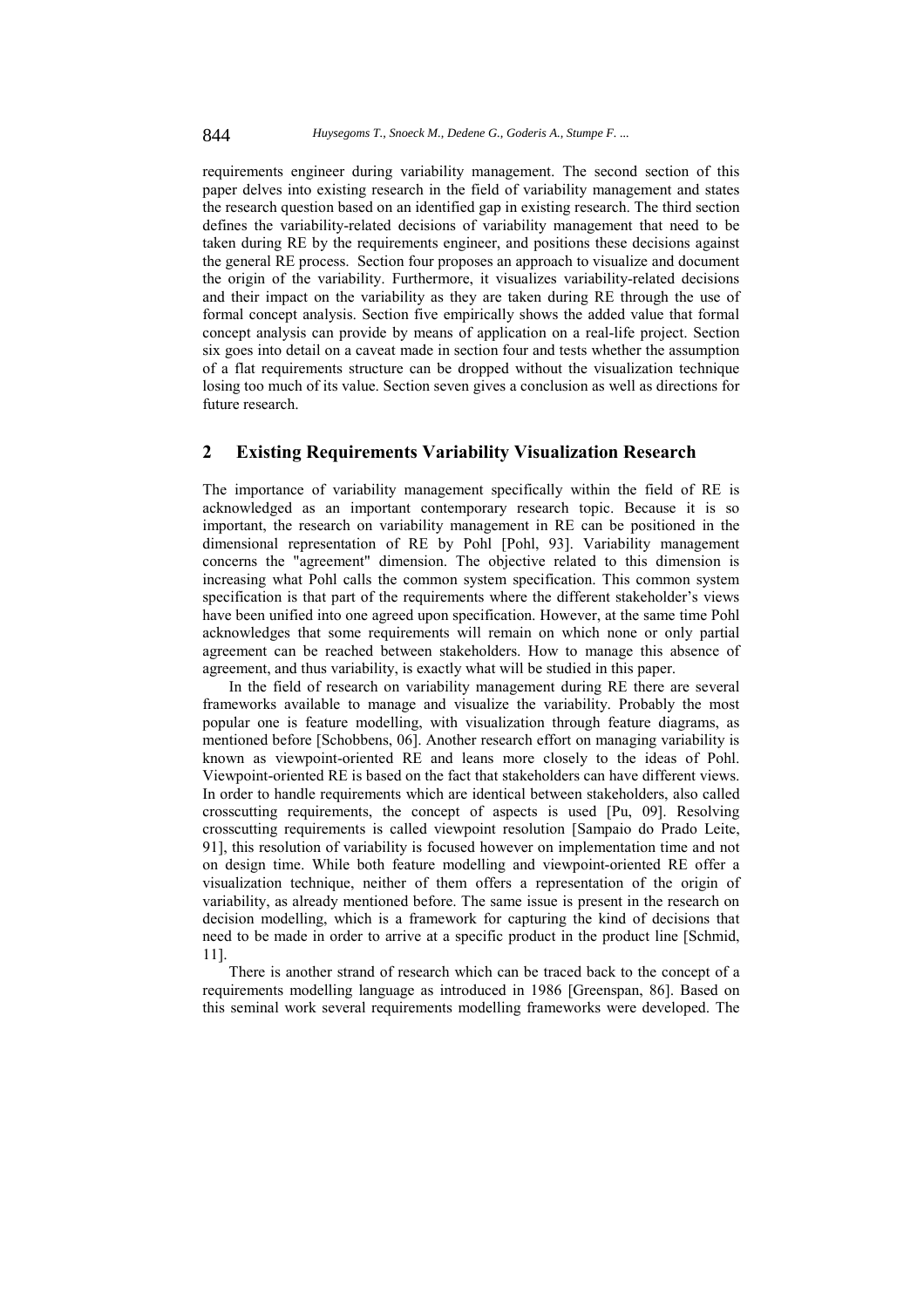requirements engineer during variability management. The second section of this paper delves into existing research in the field of variability management and states the research question based on an identified gap in existing research. The third section defines the variability-related decisions of variability management that need to be taken during RE by the requirements engineer, and positions these decisions against the general RE process. Section four proposes an approach to visualize and document the origin of the variability. Furthermore, it visualizes variability-related decisions and their impact on the variability as they are taken during RE through the use of formal concept analysis. Section five empirically shows the added value that formal concept analysis can provide by means of application on a real-life project. Section six goes into detail on a caveat made in section four and tests whether the assumption of a flat requirements structure can be dropped without the visualization technique losing too much of its value. Section seven gives a conclusion as well as directions for future research.

## 2 Existing Requirements Variability Visualization Research

The importance of variability management specifically within the field of RE is acknowledged as an important contemporary research topic. Because it is so important, the research on variability management in RE can be positioned in the dimensional representation of RE by Pohl [Pohl, 93]. Variability management concerns the "agreement" dimension. The objective related to this dimension is increasing what Pohl calls the common system specification. This common system specification is that part of the requirements where the different stakeholder's views have been unified into one agreed upon specification. However, at the same time Pohl acknowledges that some requirements will remain on which none or only partial agreement can be reached between stakeholders. How to manage this absence of agreement, and thus variability, is exactly what will be studied in this paper.

In the field of research on variability management during RE there are several frameworks available to manage and visualize the variability. Probably the most popular one is feature modelling, with visualization through feature diagrams, as mentioned before [Schobbens, 06]. Another research effort on managing variability is known as viewpoint-oriented RE and leans more closely to the ideas of Pohl. Viewpoint-oriented RE is based on the fact that stakeholders can have different views. In order to handle requirements which are identical between stakeholders, also called crosscutting requirements, the concept of aspects is used [Pu, 09]. Resolving crosscutting requirements is called viewpoint resolution [Sampaio do Prado Leite, 91], this resolution of variability is focused however on implementation time and not on design time. While both feature modelling and viewpoint-oriented RE offer a visualization technique, neither of them offers a representation of the origin of variability, as already mentioned before. The same issue is present in the research on decision modelling, which is a framework for capturing the kind of decisions that need to be made in order to arrive at a specific product in the product line [Schmid, 11].

There is another strand of research which can be traced back to the concept of a requirements modelling language as introduced in 1986 [Greenspan, 86]. Based on this seminal work several requirements modelling frameworks were developed. The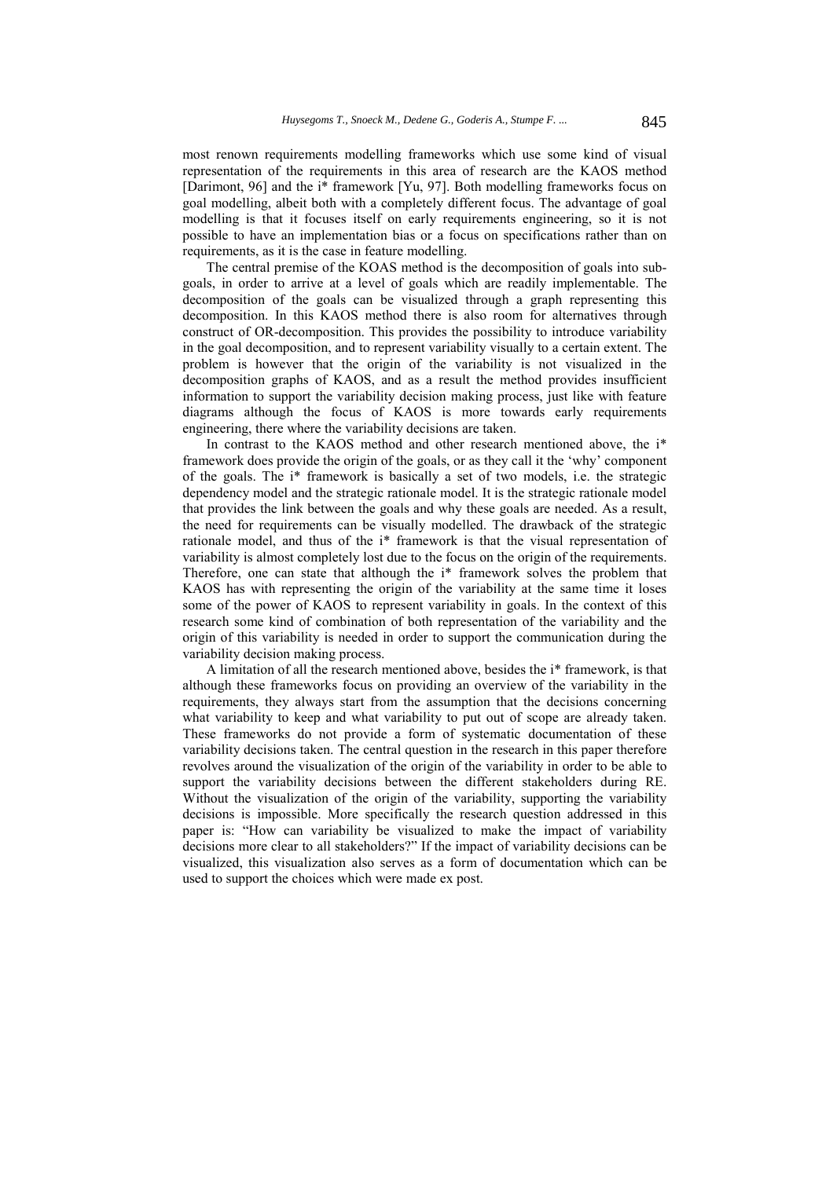most renown requirements modelling frameworks which use some kind of visual representation of the requirements in this area of research are the KAOS method [Darimont, 96] and the i* framework [Yu, 97]. Both modelling frameworks focus on goal modelling, albeit both with a completely different focus. The advantage of goal modelling is that it focuses itself on early requirements engineering, so it is not possible to have an implementation bias or a focus on specifications rather than on requirements, as it is the case in feature modelling.

The central premise of the KOAS method is the decomposition of goals into sub-goals, in order to arrive at a level of goals which are readily implementable. The decomposition of the goals can be visualized through a graph representing this decomposition. In this KAOS method there is also room for alternatives through construct of OR-decomposition. This provides the possibility to introduce variability in the goal decomposition, and to represent variability visually to a certain extent. The problem is however that the origin of the variability is not visualized in the decomposition graphs of KAOS, and as a result the method provides insufficient information to support the variability decision making process, just like with feature diagrams although the focus of KAOS is more towards early requirements engineering, there where the variability decisions are taken.

In contrast to the KAOS method and other research mentioned above, the i* framework does provide the origin of the goals, or as they call it the 'why' component of the goals. The i* framework is basically a set of two models, i.e. the strategic dependency model and the strategic rationale model. It is the strategic rationale model that provides the link between the goals and why these goals are needed. As a result, the need for requirements can be visually modelled. The drawback of the strategic rationale model, and thus of the i* framework is that the visual representation of variability is almost completely lost due to the focus on the origin of the requirements. Therefore, one can state that although the i* framework solves the problem that KAOS has with representing the origin of the variability at the same time it loses some of the power of KAOS to represent variability in goals. In the context of this research some kind of combination of both representation of the variability and the origin of this variability is needed in order to support the communication during the variability decision making process.

A limitation of all the research mentioned above, besides the i* framework, is that although these frameworks focus on providing an overview of the variability in the requirements, they always start from the assumption that the decisions concerning what variability to keep and what variability to put out of scope are already taken. These frameworks do not provide a form of systematic documentation of these variability decisions taken. The central question in the research in this paper therefore revolves around the visualization of the origin of the variability in order to be able to support the variability decisions between the different stakeholders during RE. Without the visualization of the origin of the variability, supporting the variability decisions is impossible. More specifically the research question addressed in this paper is: "How can variability be visualized to make the impact of variability decisions more clear to all stakeholders?" If the impact of variability decisions can be visualized, this visualization also serves as a form of documentation which can be used to support the choices which were made ex post.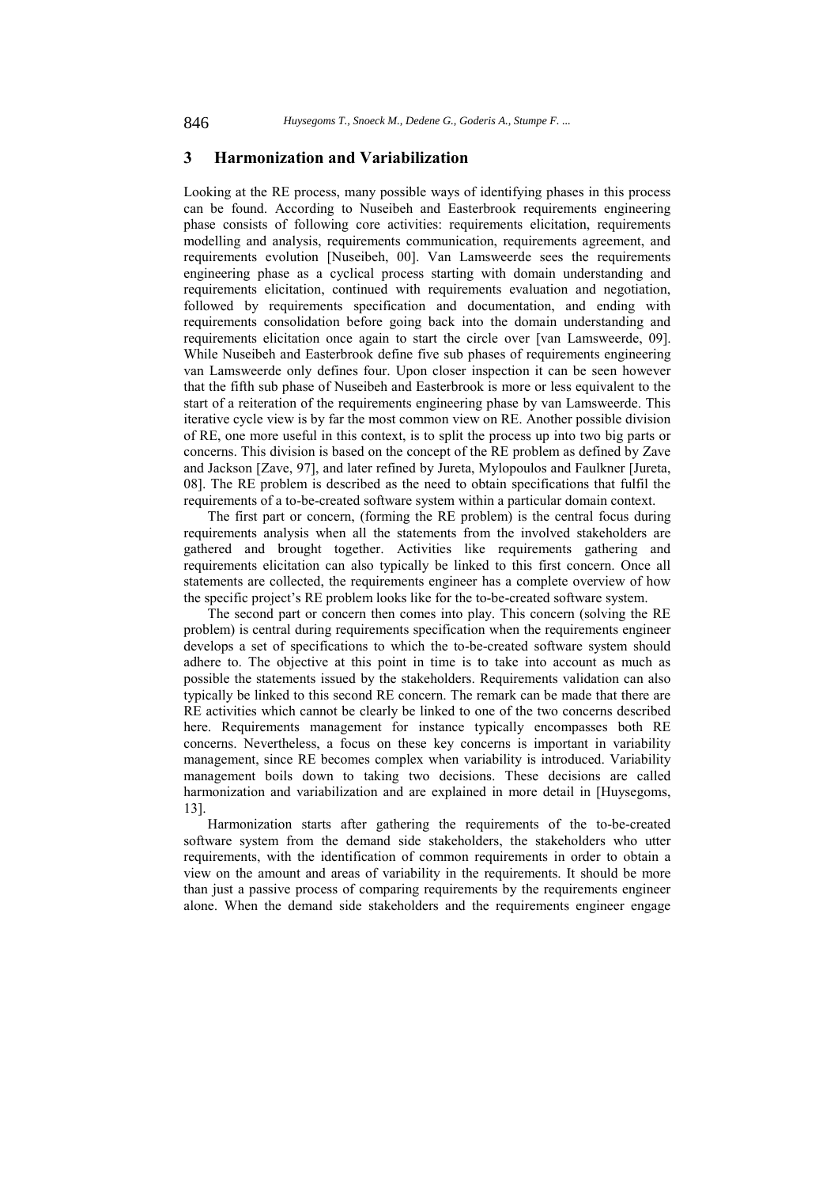## 3 Harmonization and Variabilization

Looking at the RE process, many possible ways of identifying phases in this process can be found. According to Nuseibeh and Easterbrook requirements engineering phase consists of following core activities: requirements elicitation, requirements modelling and analysis, requirements communication, requirements agreement, and requirements evolution [Nuseibeh, 00]. Van Lamsweerde sees the requirements engineering phase as a cyclical process starting with domain understanding and requirements elicitation, continued with requirements evaluation and negotiation, followed by requirements specification and documentation, and ending with requirements consolidation before going back into the domain understanding and requirements elicitation once again to start the circle over [van Lamsweerde, 09]. While Nuseibeh and Easterbrook define five sub phases of requirements engineering van Lamsweerde only defines four. Upon closer inspection it can be seen however that the fifth sub phase of Nuseibeh and Easterbrook is more or less equivalent to the start of a reiteration of the requirements engineering phase by van Lamsweerde. This iterative cycle view is by far the most common view on RE. Another possible division of RE, one more useful in this context, is to split the process up into two big parts or concerns. This division is based on the concept of the RE problem as defined by Zave and Jackson [Zave, 97], and later refined by Jureta, Mylopoulos and Faulkner [Jureta, 08]. The RE problem is described as the need to obtain specifications that fulfil the requirements of a to-be-created software system within a particular domain context.

The first part or concern, (forming the RE problem) is the central focus during requirements analysis when all the statements from the involved stakeholders are gathered and brought together. Activities like requirements gathering and requirements elicitation can also typically be linked to this first concern. Once all statements are collected, the requirements engineer has a complete overview of how the specific project's RE problem looks like for the to-be-created software system.

The second part or concern then comes into play. This concern (solving the RE problem) is central during requirements specification when the requirements engineer develops a set of specifications to which the to-be-created software system should adhere to. The objective at this point in time is to take into account as much as possible the statements issued by the stakeholders. Requirements validation can also typically be linked to this second RE concern. The remark can be made that there are RE activities which cannot be clearly be linked to one of the two concerns described here. Requirements management for instance typically encompasses both RE concerns. Nevertheless, a focus on these key concerns is important in variability management, since RE becomes complex when variability is introduced. Variability management boils down to taking two decisions. These decisions are called harmonization and variabilization and are explained in more detail in [Huysegoms, 13].

Harmonization starts after gathering the requirements of the to-be-created software system from the demand side stakeholders, the stakeholders who utter requirements, with the identification of common requirements in order to obtain a view on the amount and areas of variability in the requirements. It should be more than just a passive process of comparing requirements by the requirements engineer alone. When the demand side stakeholders and the requirements engineer engage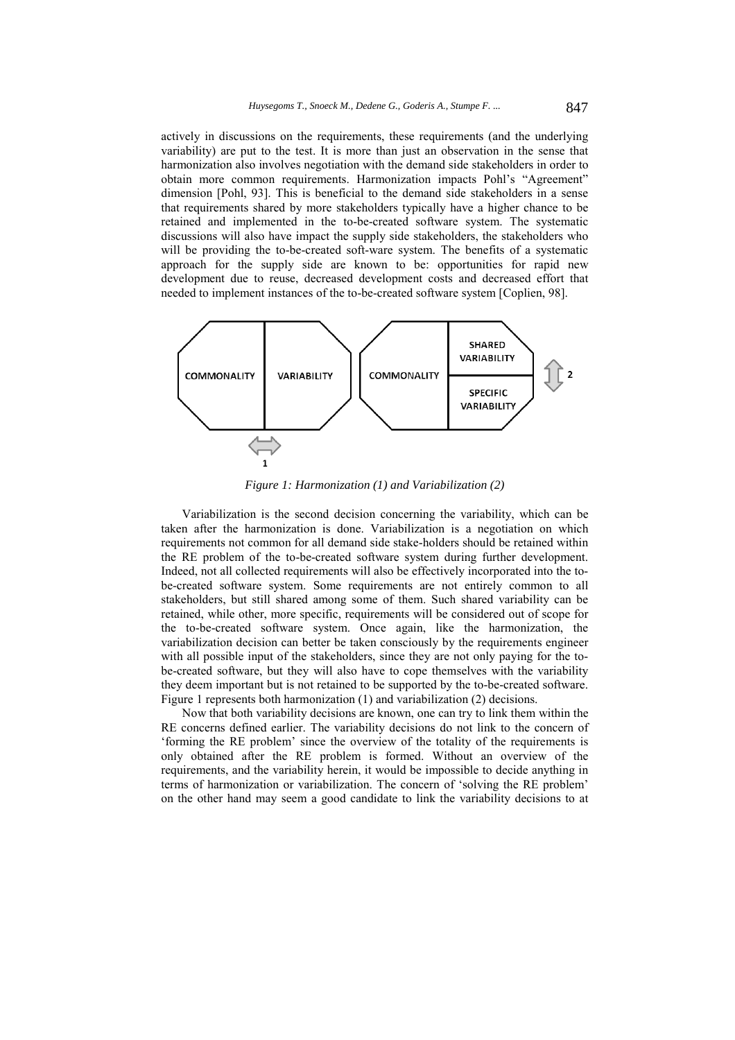actively in discussions on the requirements, these requirements (and the underlying variability) are put to the test. It is more than just an observation in the sense that harmonization also involves negotiation with the demand side stakeholders in order to obtain more common requirements. Harmonization impacts Pohl's "Agreement" dimension [Pohl, 93]. This is beneficial to the demand side stakeholders in a sense that requirements shared by more stakeholders typically have a higher chance to be retained and implemented in the to-be-created software system. The systematic discussions will also have impact the supply side stakeholders, the stakeholders who will be providing the to-be-created soft-ware system. The benefits of a systematic approach for the supply side are known to be: opportunities for rapid new development due to reuse, decreased development costs and decreased effort that needed to implement instances of the to-be-created software system [Coplien, 98].

COMMONALITY | VARIABILITY

1

COMMONALITY | SHARED VARIABILITY / SPECIFIC VARIABILITY

2

*Figure 1: Harmonization (1) and Variabilization (2)*

Variabilization is the second decision concerning the variability, which can be taken after the harmonization is done. Variabilization is a negotiation on which requirements not common for all demand side stake-holders should be retained within the RE problem of the to-be-created software system during further development. Indeed, not all collected requirements will also be effectively incorporated into the to-be-created software system. Some requirements are not entirely common to all stakeholders, but still shared among some of them. Such shared variability can be retained, while other, more specific, requirements will be considered out of scope for the to-be-created software system. Once again, like the harmonization, the variabilization decision can better be taken consciously by the requirements engineer with all possible input of the stakeholders, since they are not only paying for the to-be-created software, but they will also have to cope themselves with the variability they deem important but is not retained to be supported by the to-be-created software. Figure 1 represents both harmonization (1) and variabilization (2) decisions.

Now that both variability decisions are known, one can try to link them within the RE concerns defined earlier. The variability decisions do not link to the concern of 'forming the RE problem' since the overview of the totality of the requirements is only obtained after the RE problem is formed. Without an overview of the requirements, and the variability herein, it would be impossible to decide anything in terms of harmonization or variabilization. The concern of 'solving the RE problem' on the other hand may seem a good candidate to link the variability decisions to at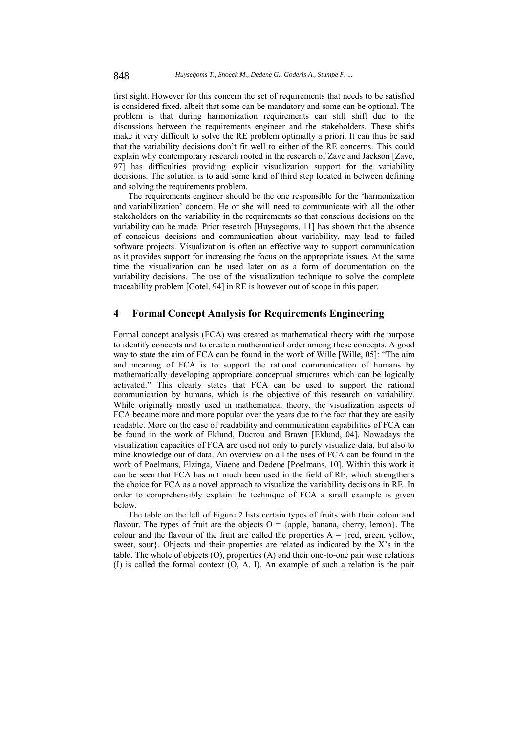first sight. However for this concern the set of requirements that needs to be satisfied is considered fixed, albeit that some can be mandatory and some can be optional. The problem is that during harmonization requirements can still shift due to the discussions between the requirements engineer and the stakeholders. These shifts make it very difficult to solve the RE problem optimally a priori. It can thus be said that the variability decisions don't fit well to either of the RE concerns. This could explain why contemporary research rooted in the research of Zave and Jackson [Zave, 97] has difficulties providing explicit visualization support for the variability decisions. The solution is to add some kind of third step located in between defining and solving the requirements problem.

The requirements engineer should be the one responsible for the 'harmonization and variabilization' concern. He or she will need to communicate with all the other stakeholders on the variability in the requirements so that conscious decisions on the variability can be made. Prior research [Huysegoms, 11] has shown that the absence of conscious decisions and communication about variability, may lead to failed software projects. Visualization is often an effective way to support communication as it provides support for increasing the focus on the appropriate issues. At the same time the visualization can be used later on as a form of documentation on the variability decisions. The use of the visualization technique to solve the complete traceability problem [Gotel, 94] in RE is however out of scope in this paper.

## 4 Formal Concept Analysis for Requirements Engineering

Formal concept analysis (FCA) was created as mathematical theory with the purpose to identify concepts and to create a mathematical order among these concepts. A good way to state the aim of FCA can be found in the work of Wille [Wille, 05]: "The aim and meaning of FCA is to support the rational communication of humans by mathematically developing appropriate conceptual structures which can be logically activated." This clearly states that FCA can be used to support the rational communication by humans, which is the objective of this research on variability. While originally mostly used in mathematical theory, the visualization aspects of FCA became more and more popular over the years due to the fact that they are easily readable. More on the ease of readability and communication capabilities of FCA can be found in the work of Eklund, Ducrou and Brawn [Eklund, 04]. Nowadays the visualization capacities of FCA are used not only to purely visualize data, but also to mine knowledge out of data. An overview on all the uses of FCA can be found in the work of Poelmans, Elzinga, Viaene and Dedene [Poelmans, 10]. Within this work it can be seen that FCA has not much been used in the field of RE, which strengthens the choice for FCA as a novel approach to visualize the variability decisions in RE. In order to comprehensibly explain the technique of FCA a small example is given below.

The table on the left of Figure 2 lists certain types of fruits with their colour and flavour. The types of fruit are the objects O = {apple, banana, cherry, lemon}. The colour and the flavour of the fruit are called the properties A = {red, green, yellow, sweet, sour}. Objects and their properties are related as indicated by the X's in the table. The whole of objects (O), properties (A) and their one-to-one pair wise relations (I) is called the formal context (O, A, I). An example of such a relation is the pair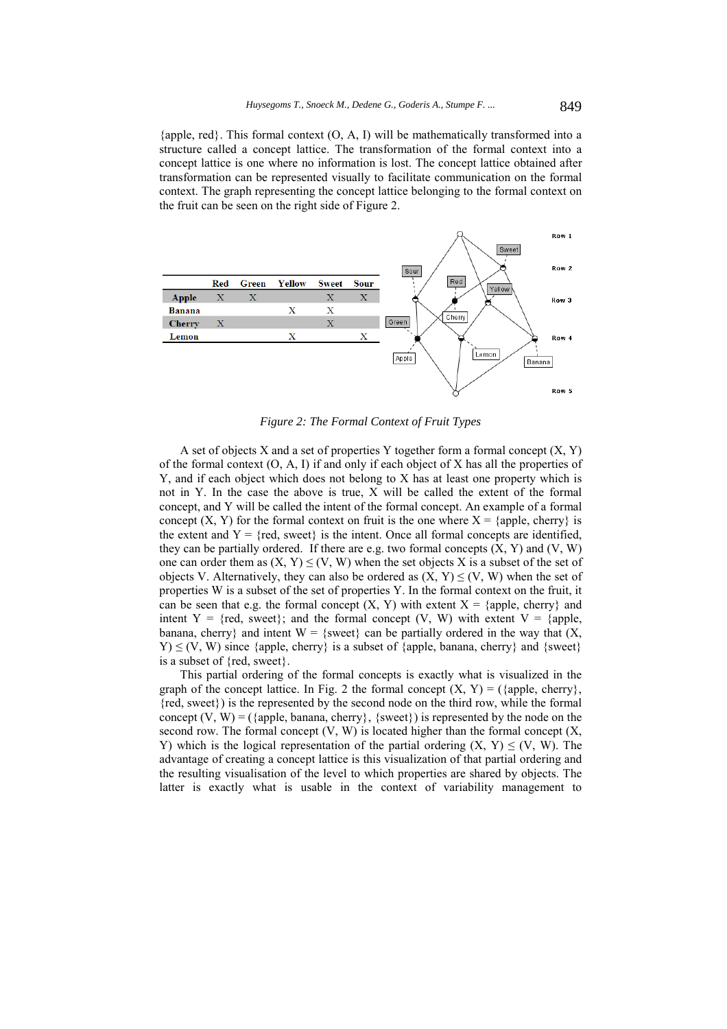{apple, red}. This formal context (O, A, I) will be mathematically transformed into a structure called a concept lattice. The transformation of the formal context into a concept lattice is one where no information is lost. The concept lattice obtained after transformation can be represented visually to facilitate communication on the formal context. The graph representing the concept lattice belonging to the formal context on the fruit can be seen on the right side of Figure 2.

| | Red | Green | Yellow | Sweet | Sour |
|---|---|---|---|---|---|
| Apple | X | X | | X | X |
| Banana | | | X | X | |
| Cherry | X | | | X | |
| Lemon | | | X | | X |

Row 1

Row 2

Row 3

Row 4

Row 5

Sweet

Sour

Red

Yellow

Green

Cherry

Apple

Lemon

Banana

*Figure 2: The Formal Context of Fruit Types*

A set of objects X and a set of properties Y together form a formal concept (X, Y) of the formal context (O, A, I) if and only if each object of X has all the properties of Y, and if each object which does not belong to X has at least one property which is not in Y. In the case the above is true, X will be called the extent of the formal concept, and Y will be called the intent of the formal concept. An example of a formal concept (X, Y) for the formal context on fruit is the one where X = {apple, cherry} is the extent and Y = {red, sweet} is the intent. Once all formal concepts are identified, they can be partially ordered. If there are e.g. two formal concepts (X, Y) and (V, W) one can order them as $(X, Y) \leq (V, W)$ when the set objects X is a subset of the set of objects V. Alternatively, they can also be ordered as $(X, Y) \leq (V, W)$ when the set of properties W is a subset of the set of properties Y. In the formal context on the fruit, it can be seen that e.g. the formal concept (X, Y) with extent X = {apple, cherry} and intent Y = {red, sweet}; and the formal concept (V, W) with extent V = {apple, banana, cherry} and intent W = {sweet} can be partially ordered in the way that $(X, Y) \leq (V, W)$ since {apple, cherry} is a subset of {apple, banana, cherry} and {sweet} is a subset of {red, sweet}.

This partial ordering of the formal concepts is exactly what is visualized in the graph of the concept lattice. In Fig. 2 the formal concept (X, Y) = ({apple, cherry}, {red, sweet}) is the represented by the second node on the third row, while the formal concept (V, W) = ({apple, banana, cherry}, {sweet}) is represented by the node on the second row. The formal concept (V, W) is located higher than the formal concept (X, Y) which is the logical representation of the partial ordering $(X, Y) \leq (V, W)$. The advantage of creating a concept lattice is this visualization of that partial ordering and the resulting visualisation of the level to which properties are shared by objects. The latter is exactly what is usable in the context of variability management to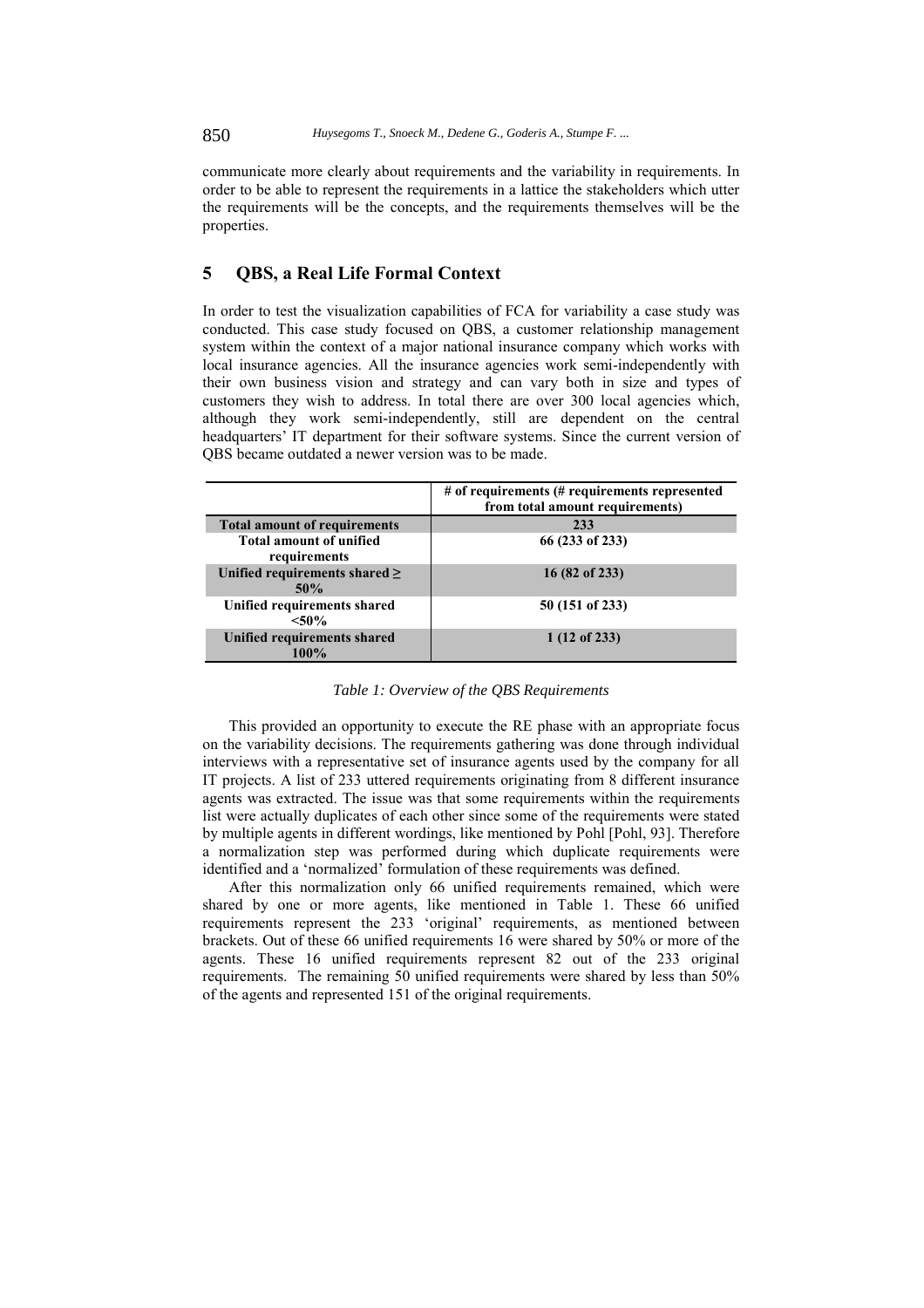communicate more clearly about requirements and the variability in requirements. In order to be able to represent the requirements in a lattice the stakeholders which utter the requirements will be the concepts, and the requirements themselves will be the properties.

## 5 QBS, a Real Life Formal Context

In order to test the visualization capabilities of FCA for variability a case study was conducted. This case study focused on QBS, a customer relationship management system within the context of a major national insurance company which works with local insurance agencies. All the insurance agencies work semi-independently with their own business vision and strategy and can vary both in size and types of customers they wish to address. In total there are over 300 local agencies which, although they work semi-independently, still are dependent on the central headquarters' IT department for their software systems. Since the current version of QBS became outdated a newer version was to be made.

| | **# of requirements (# requirements represented from total amount requirements)** |
|---|---|
| **Total amount of requirements** | **233** |
| **Total amount of unified requirements** | **66 (233 of 233)** |
| **Unified requirements shared ≥ 50%** | **16 (82 of 233)** |
| **Unified requirements shared <50%** | **50 (151 of 233)** |
| **Unified requirements shared 100%** | **1 (12 of 233)** |

*Table 1: Overview of the QBS Requirements*

This provided an opportunity to execute the RE phase with an appropriate focus on the variability decisions. The requirements gathering was done through individual interviews with a representative set of insurance agents used by the company for all IT projects. A list of 233 uttered requirements originating from 8 different insurance agents was extracted. The issue was that some requirements within the requirements list were actually duplicates of each other since some of the requirements were stated by multiple agents in different wordings, like mentioned by Pohl [Pohl, 93]. Therefore a normalization step was performed during which duplicate requirements were identified and a 'normalized' formulation of these requirements was defined.

After this normalization only 66 unified requirements remained, which were shared by one or more agents, like mentioned in Table 1. These 66 unified requirements represent the 233 'original' requirements, as mentioned between brackets. Out of these 66 unified requirements 16 were shared by 50% or more of the agents. These 16 unified requirements represent 82 out of the 233 original requirements. The remaining 50 unified requirements were shared by less than 50% of the agents and represented 151 of the original requirements.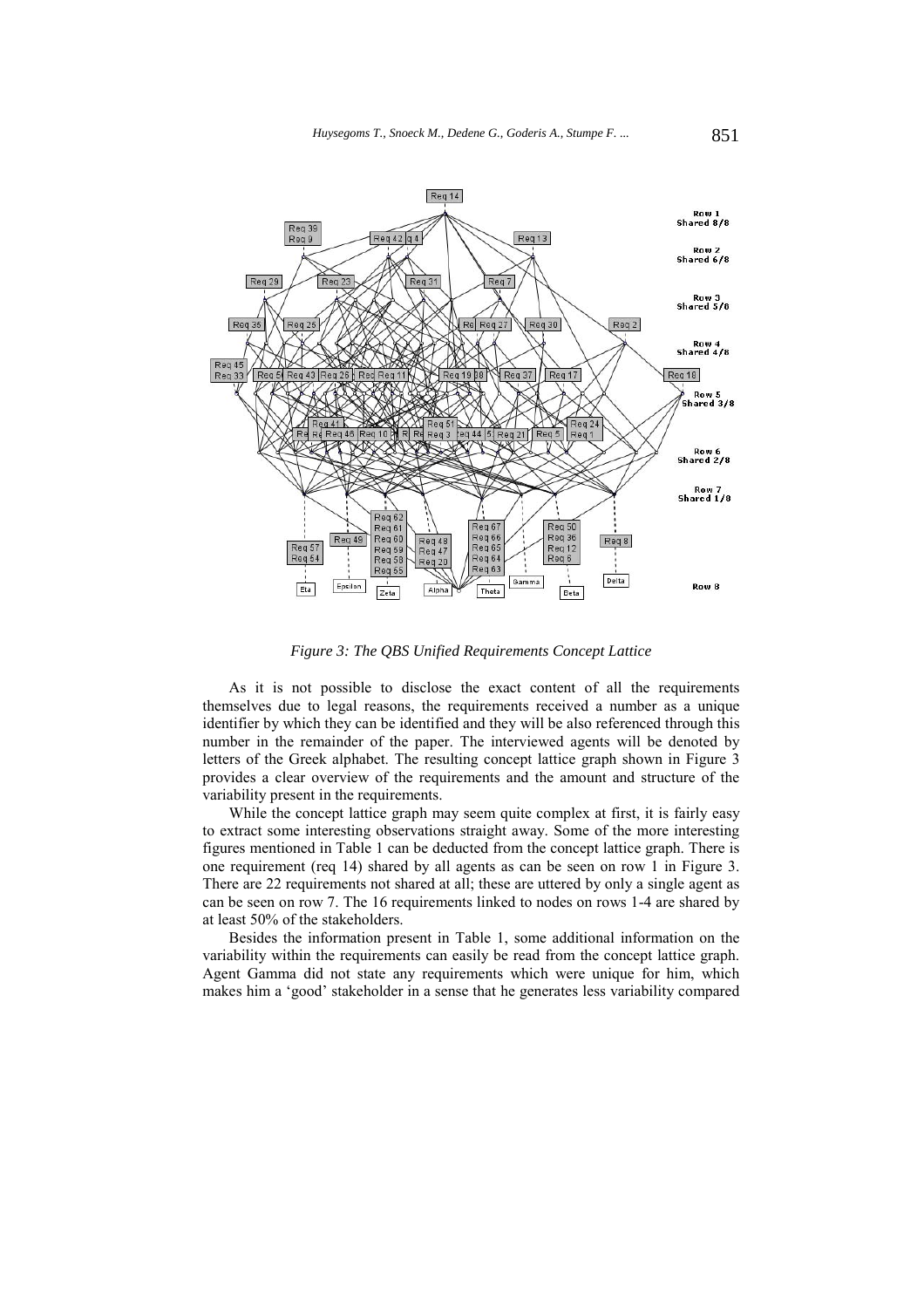*Figure 3: The QBS Unified Requirements Concept Lattice*

As it is not possible to disclose the exact content of all the requirements themselves due to legal reasons, the requirements received a number as a unique identifier by which they can be identified and they will be also referenced through this number in the remainder of the paper. The interviewed agents will be denoted by letters of the Greek alphabet. The resulting concept lattice graph shown in Figure 3 provides a clear overview of the requirements and the amount and structure of the variability present in the requirements.

While the concept lattice graph may seem quite complex at first, it is fairly easy to extract some interesting observations straight away. Some of the more interesting figures mentioned in Table 1 can be deducted from the concept lattice graph. There is one requirement (req 14) shared by all agents as can be seen on row 1 in Figure 3. There are 22 requirements not shared at all; these are uttered by only a single agent as can be seen on row 7. The 16 requirements linked to nodes on rows 1-4 are shared by at least 50% of the stakeholders.

Besides the information present in Table 1, some additional information on the variability within the requirements can easily be read from the concept lattice graph. Agent Gamma did not state any requirements which were unique for him, which makes him a 'good' stakeholder in a sense that he generates less variability compared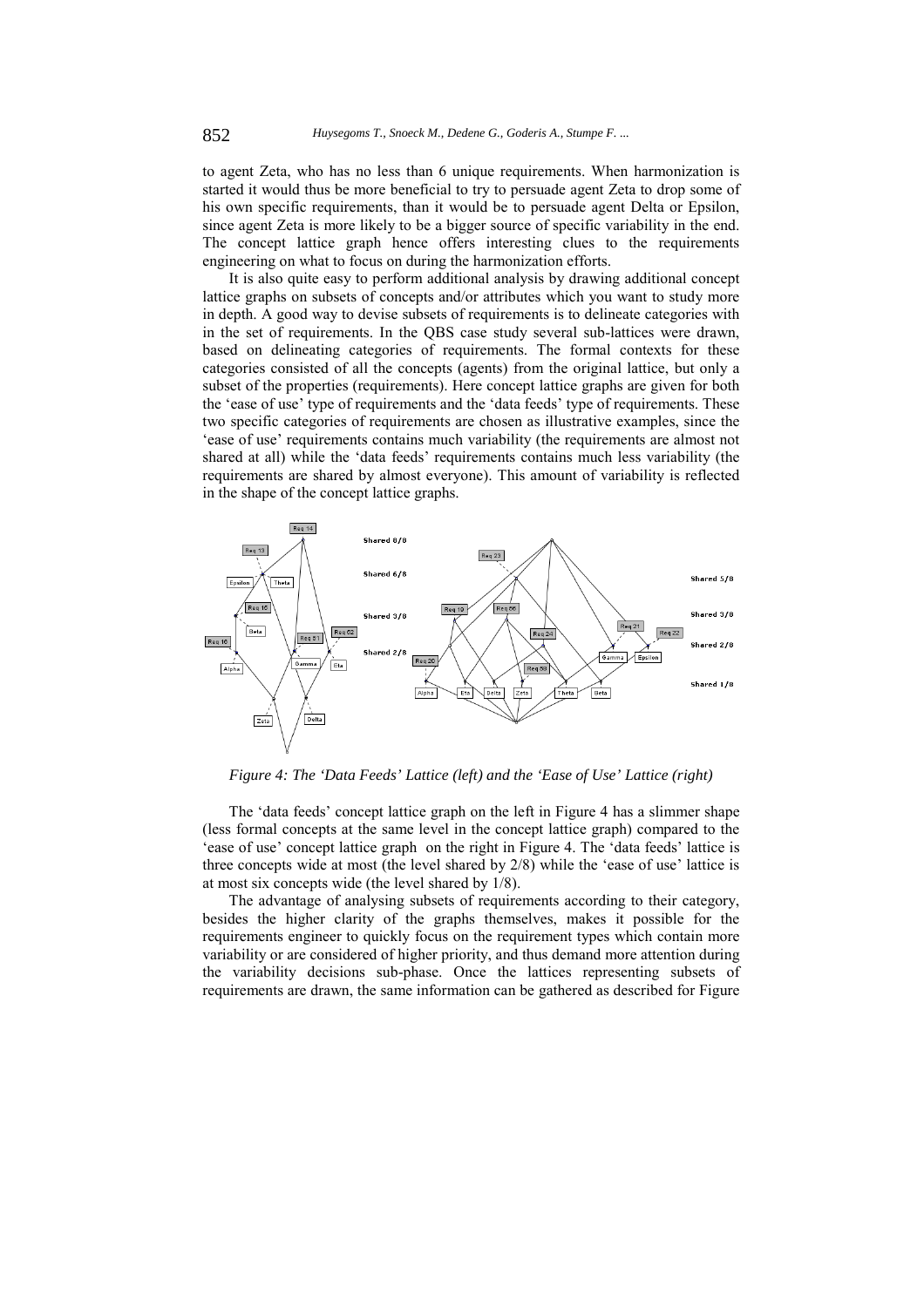to agent Zeta, who has no less than 6 unique requirements. When harmonization is started it would thus be more beneficial to try to persuade agent Zeta to drop some of his own specific requirements, than it would be to persuade agent Delta or Epsilon, since agent Zeta is more likely to be a bigger source of specific variability in the end. The concept lattice graph hence offers interesting clues to the requirements engineering on what to focus on during the harmonization efforts.

It is also quite easy to perform additional analysis by drawing additional concept lattice graphs on subsets of concepts and/or attributes which you want to study more in depth. A good way to devise subsets of requirements is to delineate categories with in the set of requirements. In the QBS case study several sub-lattices were drawn, based on delineating categories of requirements. The formal contexts for these categories consisted of all the concepts (agents) from the original lattice, but only a subset of the properties (requirements). Here concept lattice graphs are given for both the 'ease of use' type of requirements and the 'data feeds' type of requirements. These two specific categories of requirements are chosen as illustrative examples, since the 'ease of use' requirements contains much variability (the requirements are almost not shared at all) while the 'data feeds' requirements contains much less variability (the requirements are shared by almost everyone). This amount of variability is reflected in the shape of the concept lattice graphs.

*Figure 4: The 'Data Feeds' Lattice (left) and the 'Ease of Use' Lattice (right)*

The 'data feeds' concept lattice graph on the left in Figure 4 has a slimmer shape (less formal concepts at the same level in the concept lattice graph) compared to the 'ease of use' concept lattice graph on the right in Figure 4. The 'data feeds' lattice is three concepts wide at most (the level shared by 2/8) while the 'ease of use' lattice is at most six concepts wide (the level shared by 1/8).

The advantage of analysing subsets of requirements according to their category, besides the higher clarity of the graphs themselves, makes it possible for the requirements engineer to quickly focus on the requirement types which contain more variability or are considered of higher priority, and thus demand more attention during the variability decisions sub-phase. Once the lattices representing subsets of requirements are drawn, the same information can be gathered as described for Figure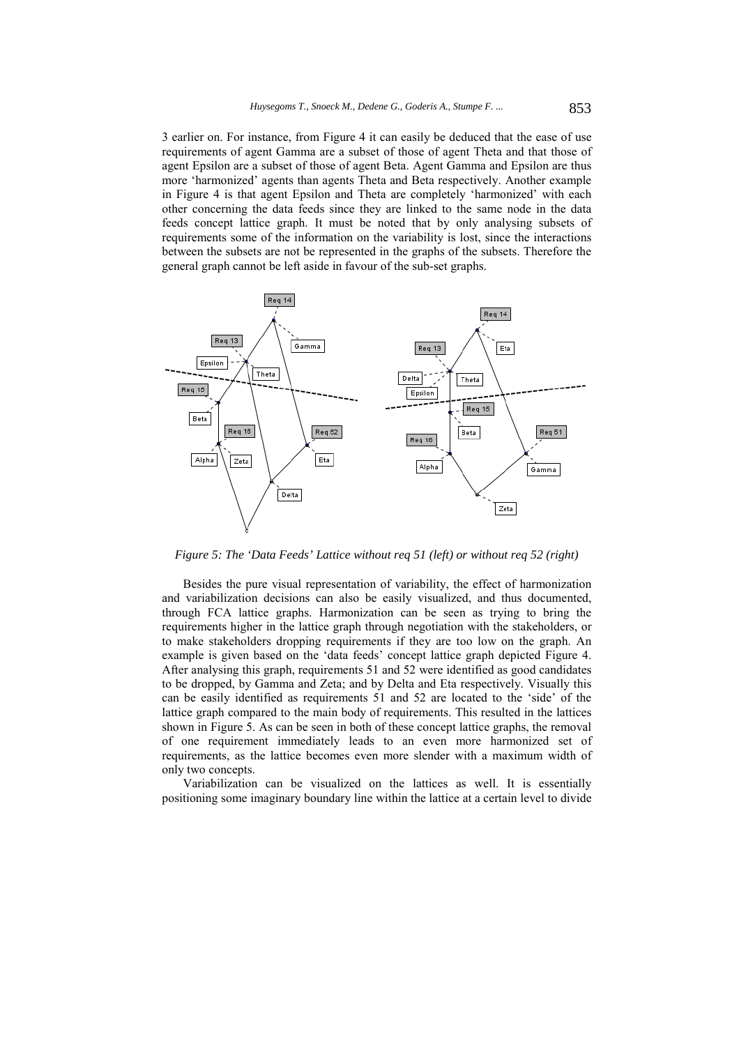3 earlier on. For instance, from Figure 4 it can easily be deduced that the ease of use requirements of agent Gamma are a subset of those of agent Theta and that those of agent Epsilon are a subset of those of agent Beta. Agent Gamma and Epsilon are thus more 'harmonized' agents than agents Theta and Beta respectively. Another example in Figure 4 is that agent Epsilon and Theta are completely 'harmonized' with each other concerning the data feeds since they are linked to the same node in the data feeds concept lattice graph. It must be noted that by only analysing subsets of requirements some of the information on the variability is lost, since the interactions between the subsets are not be represented in the graphs of the subsets. Therefore the general graph cannot be left aside in favour of the sub-set graphs.

*Figure 5: The 'Data Feeds' Lattice without req 51 (left) or without req 52 (right)*

Besides the pure visual representation of variability, the effect of harmonization and variabilization decisions can also be easily visualized, and thus documented, through FCA lattice graphs. Harmonization can be seen as trying to bring the requirements higher in the lattice graph through negotiation with the stakeholders, or to make stakeholders dropping requirements if they are too low on the graph. An example is given based on the 'data feeds' concept lattice graph depicted Figure 4. After analysing this graph, requirements 51 and 52 were identified as good candidates to be dropped, by Gamma and Zeta; and by Delta and Eta respectively. Visually this can be easily identified as requirements 51 and 52 are located to the 'side' of the lattice graph compared to the main body of requirements. This resulted in the lattices shown in Figure 5. As can be seen in both of these concept lattice graphs, the removal of one requirement immediately leads to an even more harmonized set of requirements, as the lattice becomes even more slender with a maximum width of only two concepts.

Variabilization can be visualized on the lattices as well. It is essentially positioning some imaginary boundary line within the lattice at a certain level to divide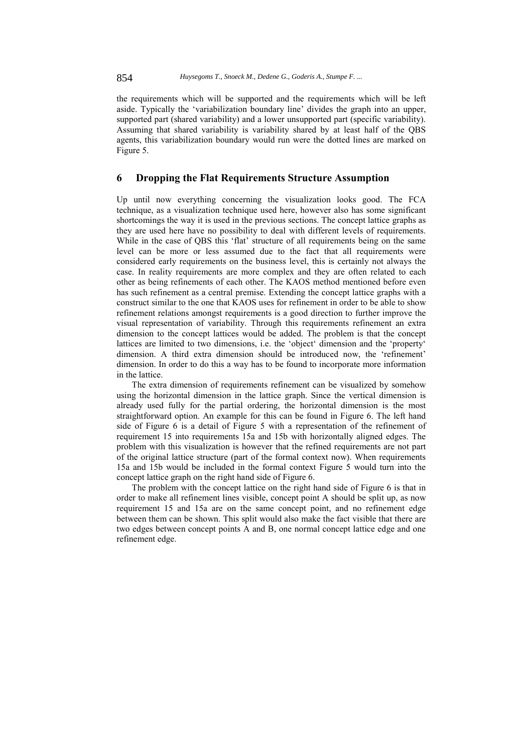the requirements which will be supported and the requirements which will be left aside. Typically the 'variabilization boundary line' divides the graph into an upper, supported part (shared variability) and a lower unsupported part (specific variability). Assuming that shared variability is variability shared by at least half of the QBS agents, this variabilization boundary would run were the dotted lines are marked on Figure 5.

## 6 Dropping the Flat Requirements Structure Assumption

Up until now everything concerning the visualization looks good. The FCA technique, as a visualization technique used here, however also has some significant shortcomings the way it is used in the previous sections. The concept lattice graphs as they are used here have no possibility to deal with different levels of requirements. While in the case of QBS this 'flat' structure of all requirements being on the same level can be more or less assumed due to the fact that all requirements were considered early requirements on the business level, this is certainly not always the case. In reality requirements are more complex and they are often related to each other as being refinements of each other. The KAOS method mentioned before even has such refinement as a central premise. Extending the concept lattice graphs with a construct similar to the one that KAOS uses for refinement in order to be able to show refinement relations amongst requirements is a good direction to further improve the visual representation of variability. Through this requirements refinement an extra dimension to the concept lattices would be added. The problem is that the concept lattices are limited to two dimensions, i.e. the 'object' dimension and the 'property' dimension. A third extra dimension should be introduced now, the 'refinement' dimension. In order to do this a way has to be found to incorporate more information in the lattice.

The extra dimension of requirements refinement can be visualized by somehow using the horizontal dimension in the lattice graph. Since the vertical dimension is already used fully for the partial ordering, the horizontal dimension is the most straightforward option. An example for this can be found in Figure 6. The left hand side of Figure 6 is a detail of Figure 5 with a representation of the refinement of requirement 15 into requirements 15a and 15b with horizontally aligned edges. The problem with this visualization is however that the refined requirements are not part of the original lattice structure (part of the formal context now). When requirements 15a and 15b would be included in the formal context Figure 5 would turn into the concept lattice graph on the right hand side of Figure 6.

The problem with the concept lattice on the right hand side of Figure 6 is that in order to make all refinement lines visible, concept point A should be split up, as now requirement 15 and 15a are on the same concept point, and no refinement edge between them can be shown. This split would also make the fact visible that there are two edges between concept points A and B, one normal concept lattice edge and one refinement edge.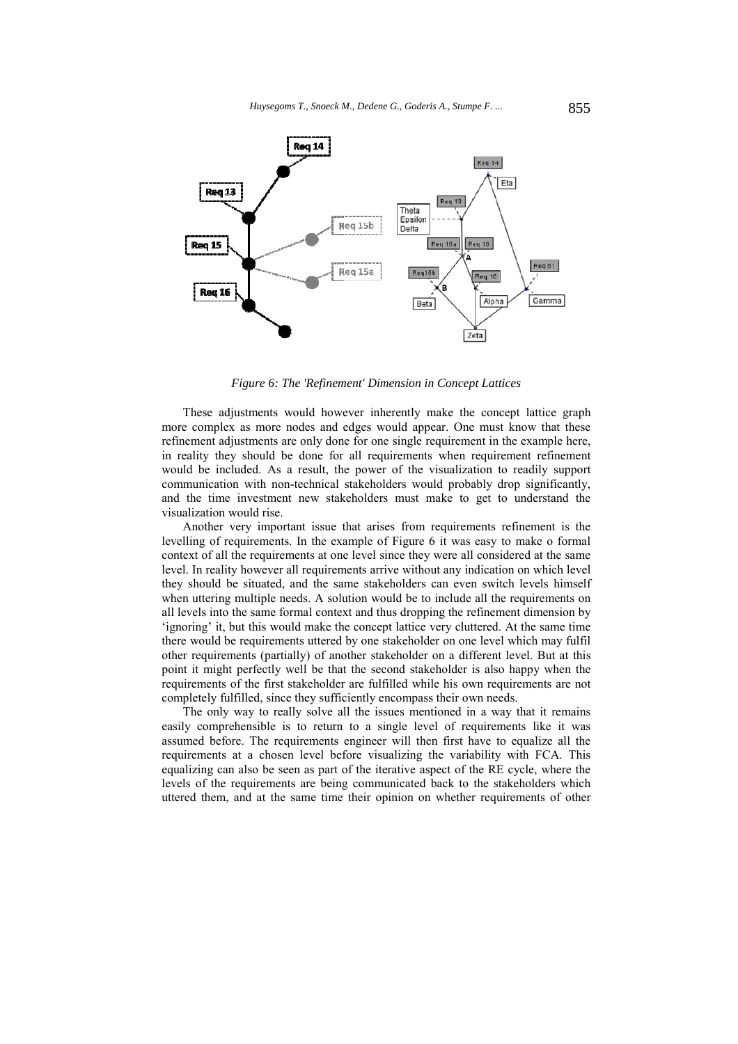*Figure 6: The 'Refinement' Dimension in Concept Lattices*

These adjustments would however inherently make the concept lattice graph more complex as more nodes and edges would appear. One must know that these refinement adjustments are only done for one single requirement in the example here, in reality they should be done for all requirements when requirement refinement would be included. As a result, the power of the visualization to readily support communication with non-technical stakeholders would probably drop significantly, and the time investment new stakeholders must make to get to understand the visualization would rise.

Another very important issue that arises from requirements refinement is the levelling of requirements. In the example of Figure 6 it was easy to make o formal context of all the requirements at one level since they were all considered at the same level. In reality however all requirements arrive without any indication on which level they should be situated, and the same stakeholders can even switch levels himself when uttering multiple needs. A solution would be to include all the requirements on all levels into the same formal context and thus dropping the refinement dimension by 'ignoring' it, but this would make the concept lattice very cluttered. At the same time there would be requirements uttered by one stakeholder on one level which may fulfil other requirements (partially) of another stakeholder on a different level. But at this point it might perfectly well be that the second stakeholder is also happy when the requirements of the first stakeholder are fulfilled while his own requirements are not completely fulfilled, since they sufficiently encompass their own needs.

The only way to really solve all the issues mentioned in a way that it remains easily comprehensible is to return to a single level of requirements like it was assumed before. The requirements engineer will then first have to equalize all the requirements at a chosen level before visualizing the variability with FCA. This equalizing can also be seen as part of the iterative aspect of the RE cycle, where the levels of the requirements are being communicated back to the stakeholders which uttered them, and at the same time their opinion on whether requirements of other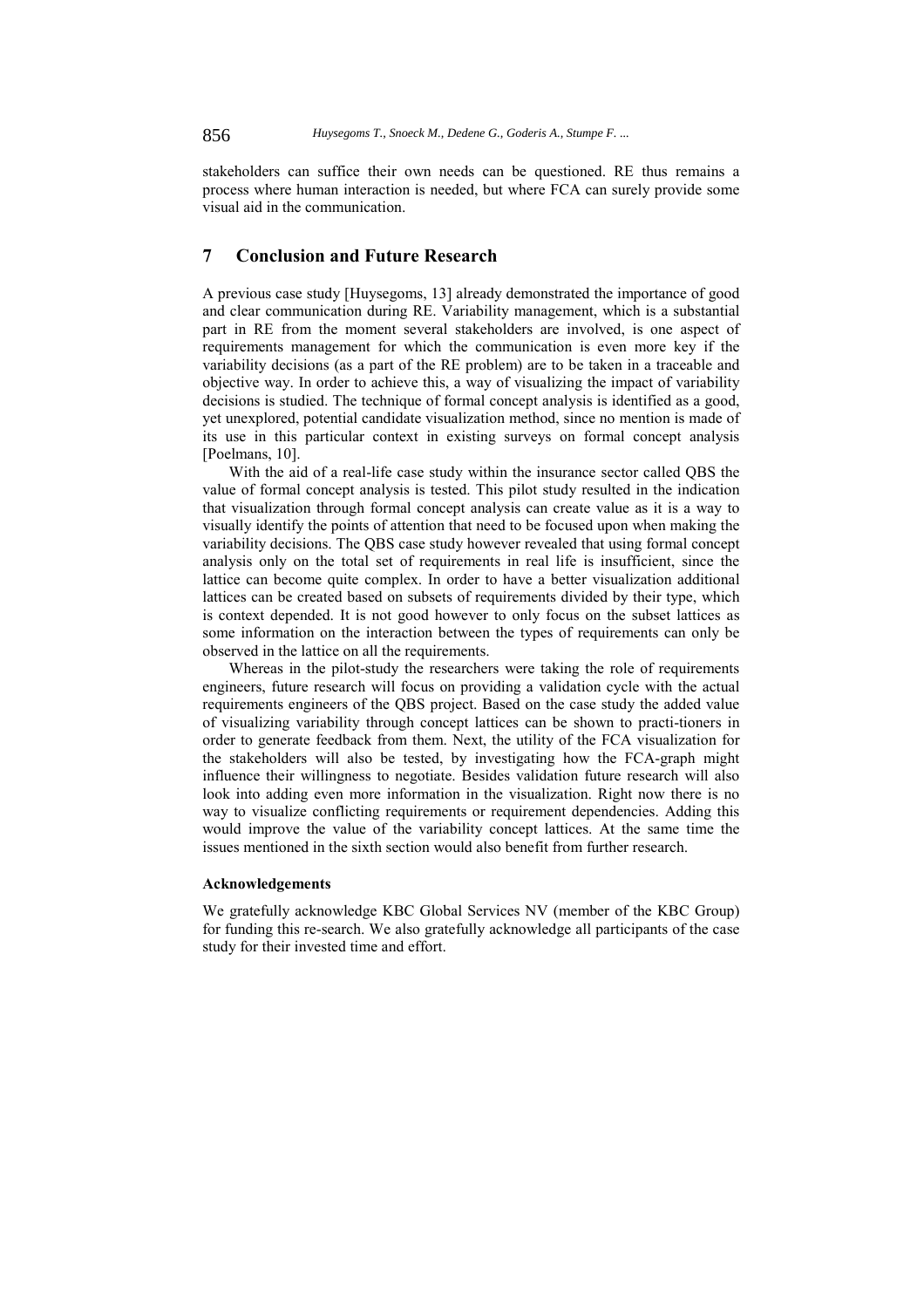stakeholders can suffice their own needs can be questioned. RE thus remains a process where human interaction is needed, but where FCA can surely provide some visual aid in the communication.

## 7 Conclusion and Future Research

A previous case study [Huysegoms, 13] already demonstrated the importance of good and clear communication during RE. Variability management, which is a substantial part in RE from the moment several stakeholders are involved, is one aspect of requirements management for which the communication is even more key if the variability decisions (as a part of the RE problem) are to be taken in a traceable and objective way. In order to achieve this, a way of visualizing the impact of variability decisions is studied. The technique of formal concept analysis is identified as a good, yet unexplored, potential candidate visualization method, since no mention is made of its use in this particular context in existing surveys on formal concept analysis [Poelmans, 10].

With the aid of a real-life case study within the insurance sector called QBS the value of formal concept analysis is tested. This pilot study resulted in the indication that visualization through formal concept analysis can create value as it is a way to visually identify the points of attention that need to be focused upon when making the variability decisions. The QBS case study however revealed that using formal concept analysis only on the total set of requirements in real life is insufficient, since the lattice can become quite complex. In order to have a better visualization additional lattices can be created based on subsets of requirements divided by their type, which is context depended. It is not good however to only focus on the subset lattices as some information on the interaction between the types of requirements can only be observed in the lattice on all the requirements.

Whereas in the pilot-study the researchers were taking the role of requirements engineers, future research will focus on providing a validation cycle with the actual requirements engineers of the QBS project. Based on the case study the added value of visualizing variability through concept lattices can be shown to practi-tioners in order to generate feedback from them. Next, the utility of the FCA visualization for the stakeholders will also be tested, by investigating how the FCA-graph might influence their willingness to negotiate. Besides validation future research will also look into adding even more information in the visualization. Right now there is no way to visualize conflicting requirements or requirement dependencies. Adding this would improve the value of the variability concept lattices. At the same time the issues mentioned in the sixth section would also benefit from further research.

#### Acknowledgements

We gratefully acknowledge KBC Global Services NV (member of the KBC Group) for funding this re-search. We also gratefully acknowledge all participants of the case study for their invested time and effort.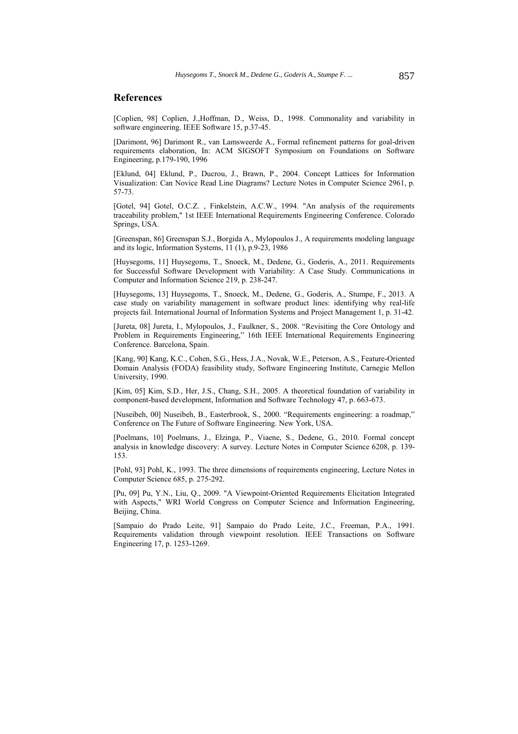## References

[Coplien, 98] Coplien, J.,Hoffman, D., Weiss, D., 1998. Commonality and variability in software engineering. IEEE Software 15, p.37-45.

[Darimont, 96] Darimont R., van Lamsweerde A., Formal refinement patterns for goal-driven requirements elaboration, In: ACM SIGSOFT Symposium on Foundations on Software Engineering, p.179-190, 1996

[Eklund, 04] Eklund, P., Ducrou, J., Brawn, P., 2004. Concept Lattices for Information Visualization: Can Novice Read Line Diagrams? Lecture Notes in Computer Science 2961, p. 57-73.

[Gotel, 94] Gotel, O.C.Z. , Finkelstein, A.C.W., 1994. "An analysis of the requirements traceability problem," 1st IEEE International Requirements Engineering Conference. Colorado Springs, USA.

[Greenspan, 86] Greenspan S.J., Borgida A., Mylopoulos J., A requirements modeling language and its logic, Information Systems, 11 (1), p.9-23, 1986

[Huysegoms, 11] Huysegoms, T., Snoeck, M., Dedene, G., Goderis, A., 2011. Requirements for Successful Software Development with Variability: A Case Study. Communications in Computer and Information Science 219, p. 238-247.

[Huysegoms, 13] Huysegoms, T., Snoeck, M., Dedene, G., Goderis, A., Stumpe, F., 2013. A case study on variability management in software product lines: identifying why real-life projects fail. International Journal of Information Systems and Project Management 1, p. 31-42.

[Jureta, 08] Jureta, I., Mylopoulos, J., Faulkner, S., 2008. "Revisiting the Core Ontology and Problem in Requirements Engineering," 16th IEEE International Requirements Engineering Conference. Barcelona, Spain.

[Kang, 90] Kang, K.C., Cohen, S.G., Hess, J.A., Novak, W.E., Peterson, A.S., Feature-Oriented Domain Analysis (FODA) feasibility study, Software Engineering Institute, Carnegie Mellon University, 1990.

[Kim, 05] Kim, S.D., Her, J.S., Chang, S.H., 2005. A theoretical foundation of variability in component-based development, Information and Software Technology 47, p. 663-673.

[Nuseibeh, 00] Nuseibeh, B., Easterbrook, S., 2000. "Requirements engineering: a roadmap," Conference on The Future of Software Engineering. New York, USA.

[Poelmans, 10] Poelmans, J., Elzinga, P., Viaene, S., Dedene, G., 2010. Formal concept analysis in knowledge discovery: A survey. Lecture Notes in Computer Science 6208, p. 139-153.

[Pohl, 93] Pohl, K., 1993. The three dimensions of requirements engineering, Lecture Notes in Computer Science 685, p. 275-292.

[Pu, 09] Pu, Y.N., Liu, Q., 2009. "A Viewpoint-Oriented Requirements Elicitation Integrated with Aspects," WRI World Congress on Computer Science and Information Engineering, Beijing, China.

[Sampaio do Prado Leite, 91] Sampaio do Prado Leite, J.C., Freeman, P.A., 1991. Requirements validation through viewpoint resolution. IEEE Transactions on Software Engineering 17, p. 1253-1269.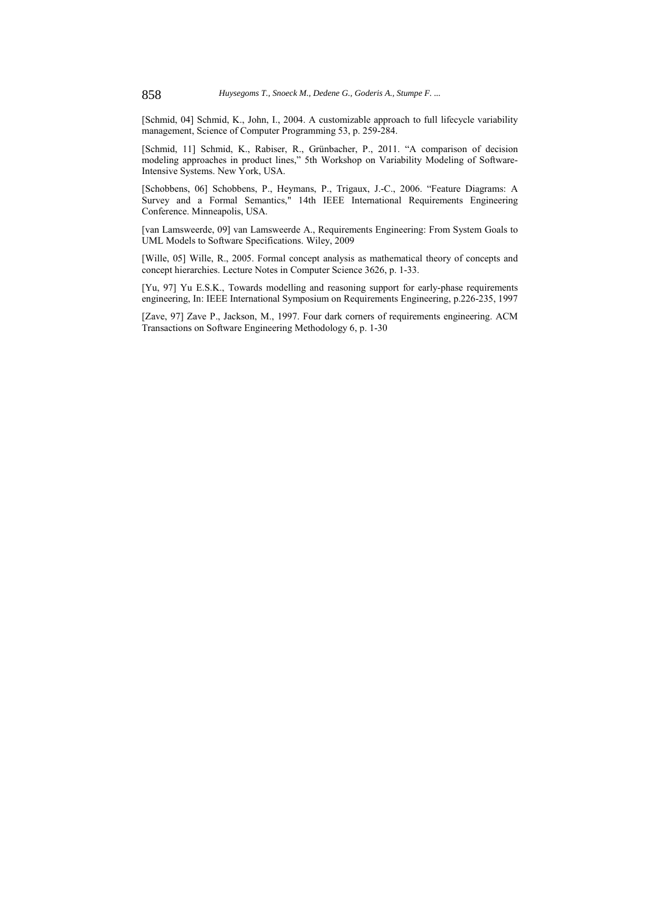[Schmid, 04] Schmid, K., John, I., 2004. A customizable approach to full lifecycle variability management, Science of Computer Programming 53, p. 259-284.

[Schmid, 11] Schmid, K., Rabiser, R., Grünbacher, P., 2011. "A comparison of decision modeling approaches in product lines," 5th Workshop on Variability Modeling of Software-Intensive Systems. New York, USA.

[Schobbens, 06] Schobbens, P., Heymans, P., Trigaux, J.-C., 2006. "Feature Diagrams: A Survey and a Formal Semantics," 14th IEEE International Requirements Engineering Conference. Minneapolis, USA.

[van Lamsweerde, 09] van Lamsweerde A., Requirements Engineering: From System Goals to UML Models to Software Specifications. Wiley, 2009

[Wille, 05] Wille, R., 2005. Formal concept analysis as mathematical theory of concepts and concept hierarchies. Lecture Notes in Computer Science 3626, p. 1-33.

[Yu, 97] Yu E.S.K., Towards modelling and reasoning support for early-phase requirements engineering, In: IEEE International Symposium on Requirements Engineering, p.226-235, 1997

[Zave, 97] Zave P., Jackson, M., 1997. Four dark corners of requirements engineering. ACM Transactions on Software Engineering Methodology 6, p. 1-30